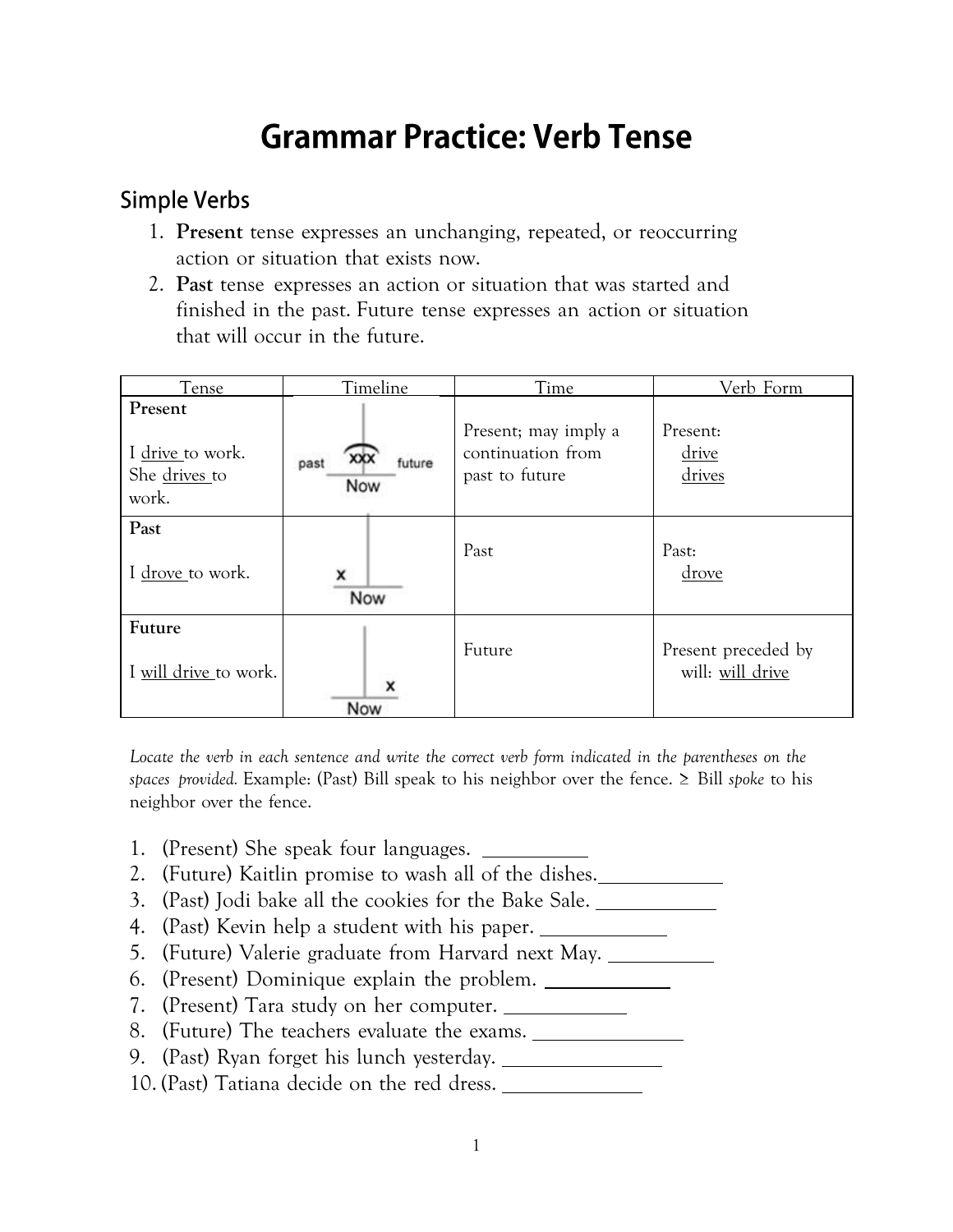# Grammar Practice: Verb Tense

## Simple Verbs

1. **Present** tense expresses an unchanging, repeated, or reoccurring action or situation that exists now.
2. **Past** tense expresses an action or situation that was started and finished in the past. Future tense expresses an action or situation that will occur in the future.

| Tense | Timeline | Time | Verb Form |
|---|---|---|---|
| **Present**<br><br>I drive to work.<br>She drives to work. | past xxx future<br>Now | Present; may imply a continuation from past to future | Present:<br>drive<br>drives |
| **Past**<br><br>I drove to work. | x<br>Now | Past | Past:<br>drove |
| **Future**<br><br>I will drive to work. | x<br>Now | Future | Present preceded by will: will drive |

*Locate the verb in each sentence and write the correct verb form indicated in the parentheses on the spaces provided.* Example: (Past) Bill speak to his neighbor over the fence. ≥ Bill *spoke* to his neighbor over the fence.

1. (Present) She speak four languages. __________
2. (Future) Kaitlin promise to wash all of the dishes.__________
3. (Past) Jodi bake all the cookies for the Bake Sale. __________
4. (Past) Kevin help a student with his paper. __________
5. (Future) Valerie graduate from Harvard next May. __________
6. (Present) Dominique explain the problem. __________
7. (Present) Tara study on her computer. __________
8. (Future) The teachers evaluate the exams. __________
9. (Past) Ryan forget his lunch yesterday. __________
10. (Past) Tatiana decide on the red dress. __________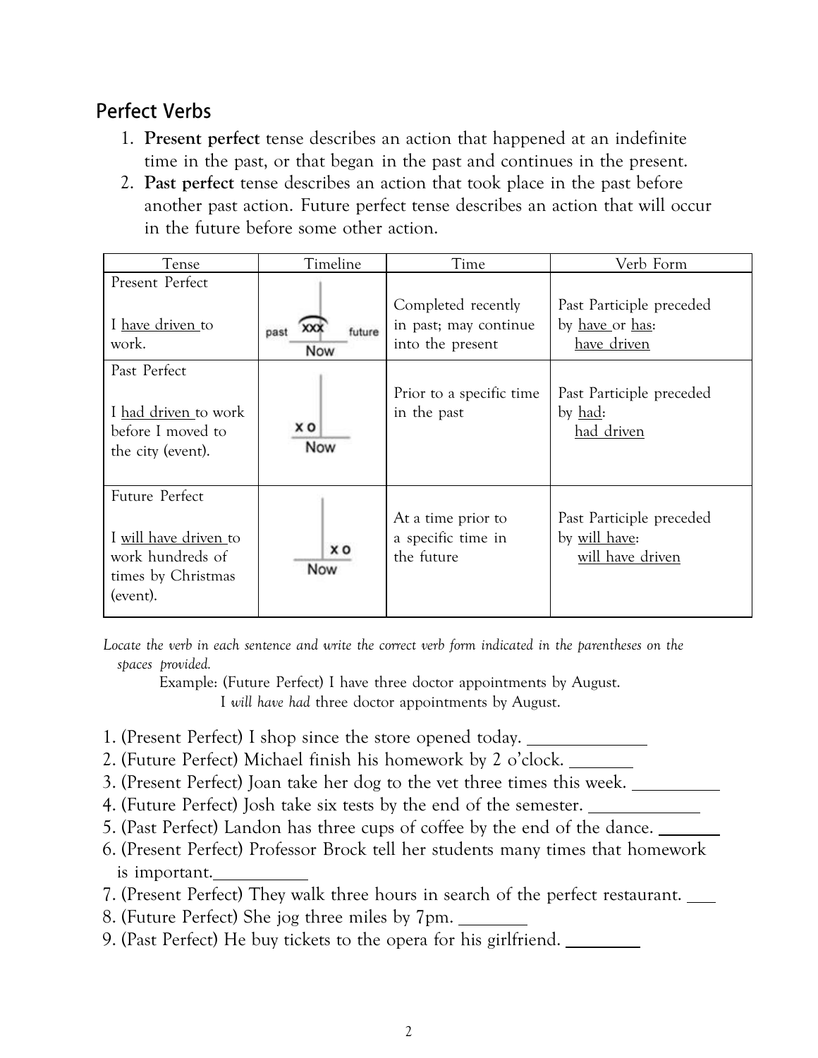## Perfect Verbs

1. **Present perfect** tense describes an action that happened at an indefinite time in the past, or that began in the past and continues in the present.
2. **Past perfect** tense describes an action that took place in the past before another past action. Future perfect tense describes an action that will occur in the future before some other action.

| Tense | Timeline | Time | Verb Form |
|---|---|---|---|
| Present Perfect<br><br>I have driven to work. | past xxx future<br>Now | Completed recently in past; may continue into the present | Past Participle preceded by have or has:<br>have driven |
| Past Perfect<br><br>I had driven to work before I moved to the city (event). | x o<br>Now | Prior to a specific time in the past | Past Participle preceded by had:<br>had driven |
| Future Perfect<br><br>I will have driven to work hundreds of times by Christmas (event). | x o<br>Now | At a time prior to a specific time in the future | Past Participle preceded by will have:<br>will have driven |

*Locate the verb in each sentence and write the correct verb form indicated in the parentheses on the spaces provided.*

Example: (Future Perfect) I have three doctor appointments by August.
I *will have had* three doctor appointments by August.

1. (Present Perfect) I shop since the store opened today. ____________
2. (Future Perfect) Michael finish his homework by 2 o'clock. ________
3. (Present Perfect) Joan take her dog to the vet three times this week. __________
4. (Future Perfect) Josh take six tests by the end of the semester. ____________
5. (Past Perfect) Landon has three cups of coffee by the end of the dance. _______
6. (Present Perfect) Professor Brock tell her students many times that homework is important. ___________
7. (Present Perfect) They walk three hours in search of the perfect restaurant. ___
8. (Future Perfect) She jog three miles by 7pm. ________
9. (Past Perfect) He buy tickets to the opera for his girlfriend. ________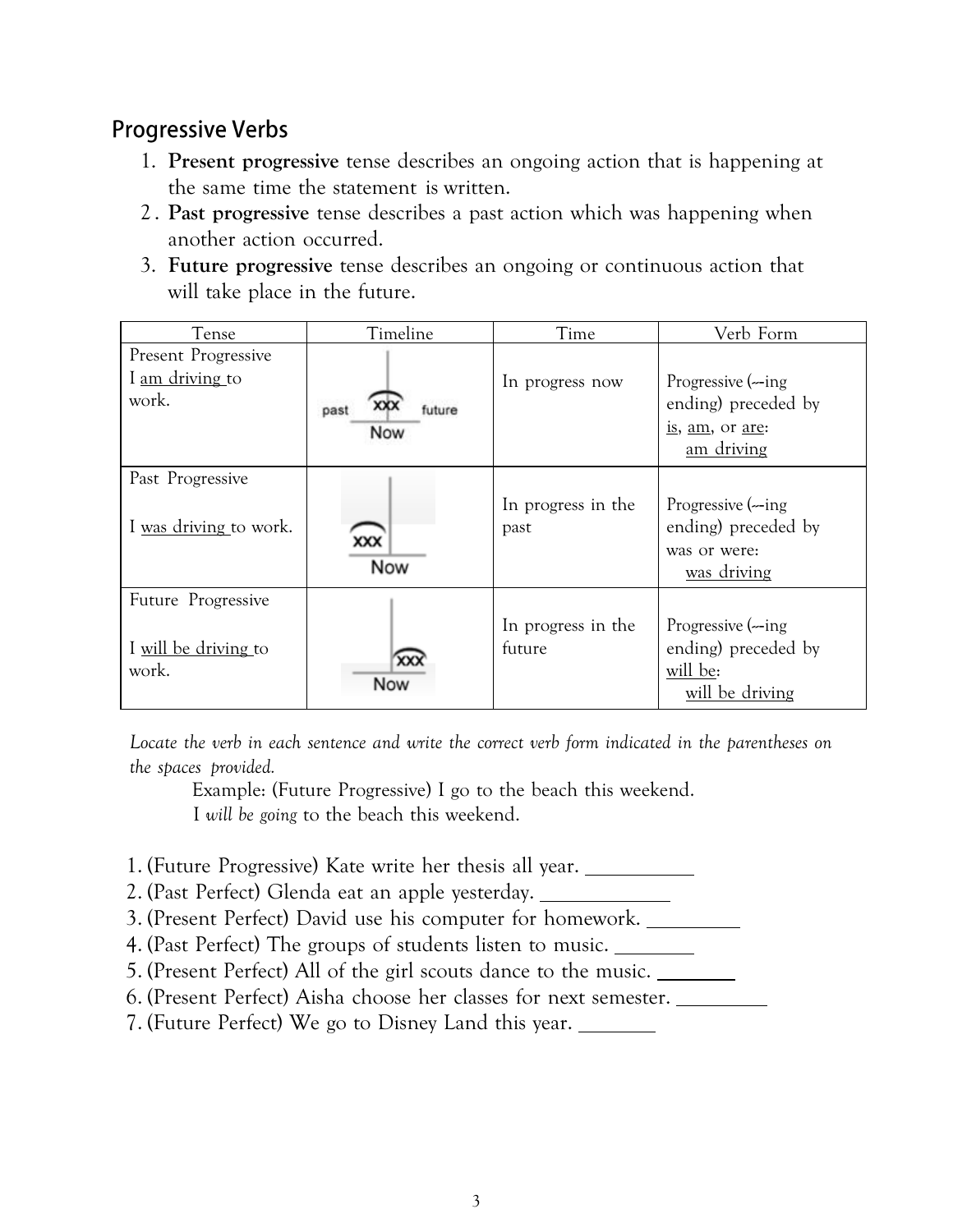## Progressive Verbs

1. **Present progressive** tense describes an ongoing action that is happening at the same time the statement is written.
2. **Past progressive** tense describes a past action which was happening when another action occurred.
3. **Future progressive** tense describes an ongoing or continuous action that will take place in the future.

| Tense | Timeline | Time | Verb Form |
|---|---|---|---|
| Present Progressive<br>I <u>am driving</u> to work. | past xxx future<br>Now | In progress now | Progressive (--ing ending) preceded by <u>is</u>, <u>am</u>, or <u>are</u>:<br><u>am driving</u> |
| Past Progressive<br><br>I <u>was driving</u> to work. | xxx<br>Now | In progress in the past | Progressive (--ing ending) preceded by was or were:<br><u>was driving</u> |
| Future Progressive<br><br>I <u>will be driving</u> to work. | xxx<br>Now | In progress in the future | Progressive (--ing ending) preceded by <u>will be</u>:<br><u>will be driving</u> |

*Locate the verb in each sentence and write the correct verb form indicated in the parentheses on the spaces provided.*

Example: (Future Progressive) I go to the beach this weekend.
I *will be going* to the beach this weekend.

1. (Future Progressive) Kate write her thesis all year. ___________
2. (Past Perfect) Glenda eat an apple yesterday. _____________
3. (Present Perfect) David use his computer for homework. _________
4. (Past Perfect) The groups of students listen to music. ________
5. (Present Perfect) All of the girl scouts dance to the music. ________
6. (Present Perfect) Aisha choose her classes for next semester. _________
7. (Future Perfect) We go to Disney Land this year. ________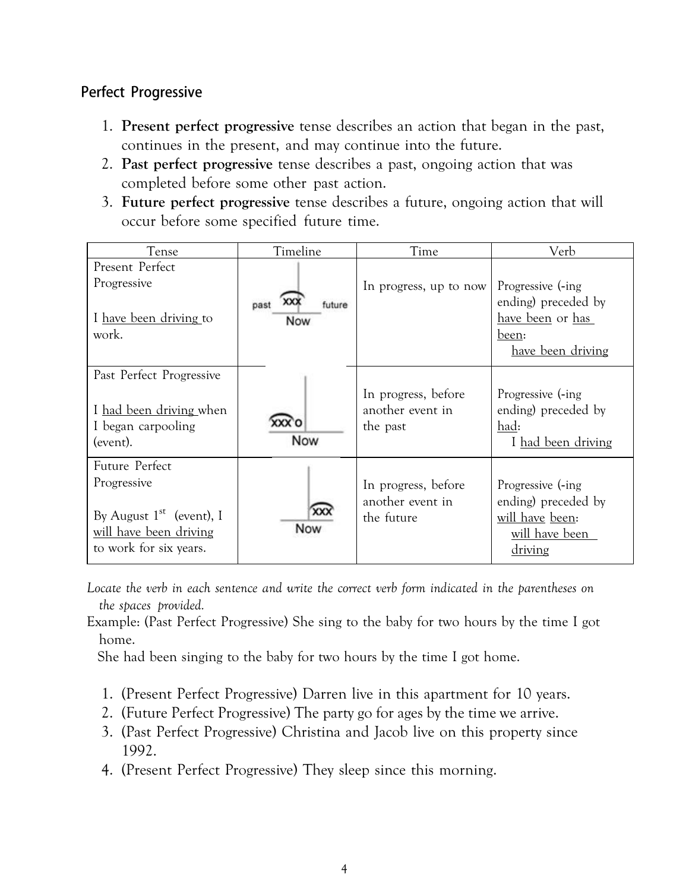## Perfect Progressive

1. **Present perfect progressive** tense describes an action that began in the past, continues in the present, and may continue into the future.
2. **Past perfect progressive** tense describes a past, ongoing action that was completed before some other past action.
3. **Future perfect progressive** tense describes a future, ongoing action that will occur before some specified future time.

| Tense | Timeline | Time | Verb |
|---|---|---|---|
| Present Perfect Progressive<br><br>I <u>have been driving</u> to work. | past xxx future<br>Now | In progress, up to now | Progressive (-ing ending) preceded by <u>have been</u> or <u>has been</u>:<br><u>have been driving</u> |
| Past Perfect Progressive<br><br>I <u>had been driving</u> when I began carpooling (event). | xxx o<br>Now | In progress, before another event in the past | Progressive (-ing ending) preceded by <u>had</u>:<br>I <u>had been driving</u> |
| Future Perfect Progressive<br><br>By August 1st (event), I <u>will have been driving</u> to work for six years. | xxx<br>Now | In progress, before another event in the future | Progressive (-ing ending) preceded by <u>will have been</u>:<br><u>will have been driving</u> |

*Locate the verb in each sentence and write the correct verb form indicated in the parentheses on the spaces provided.*

Example: (Past Perfect Progressive) She sing to the baby for two hours by the time I got home.

She had been singing to the baby for two hours by the time I got home.

1. (Present Perfect Progressive) Darren live in this apartment for 10 years.
2. (Future Perfect Progressive) The party go for ages by the time we arrive.
3. (Past Perfect Progressive) Christina and Jacob live on this property since 1992.
4. (Present Perfect Progressive) They sleep since this morning.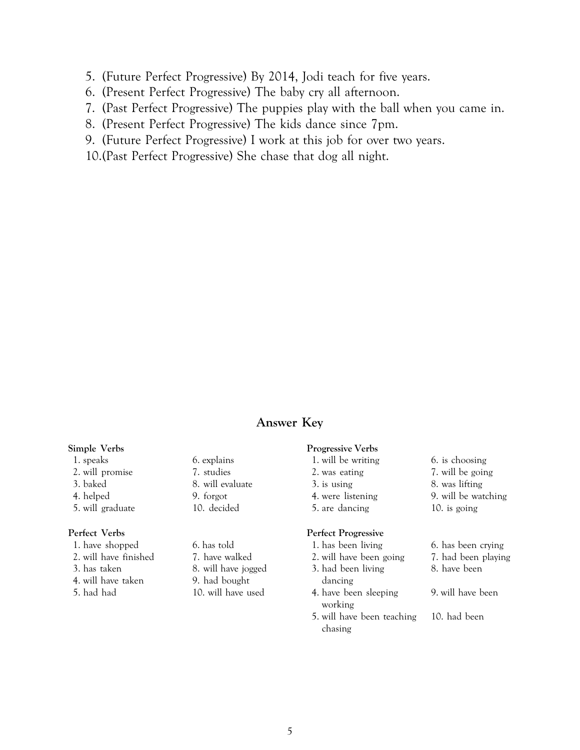5. (Future Perfect Progressive) By 2014, Jodi teach for five years.
6. (Present Perfect Progressive) The baby cry all afternoon.
7. (Past Perfect Progressive) The puppies play with the ball when you came in.
8. (Present Perfect Progressive) The kids dance since 7pm.
9. (Future Perfect Progressive) I work at this job for over two years.
10. (Past Perfect Progressive) She chase that dog all night.

## Answer Key

**Simple Verbs**

1. speaks
2. will promise
3. baked
4. helped
5. will graduate
6. explains
7. studies
8. will evaluate
9. forgot
10. decided

**Perfect Verbs**

1. have shopped
2. will have finished
3. has taken
4. will have taken
5. had had
6. has told
7. have walked
8. will have jogged
9. had bought
10. will have used

**Progressive Verbs**

1. will be writing
2. was eating
3. is using
4. were listening
5. are dancing
6. is choosing
7. will be going
8. was lifting
9. will be watching
10. is going

**Perfect Progressive**

1. has been living
2. will have been going
3. had been living
   dancing
4. have been sleeping
   working
5. will have been teaching
   chasing
6. has been crying
7. had been playing
8. have been
9. will have been
10. had been